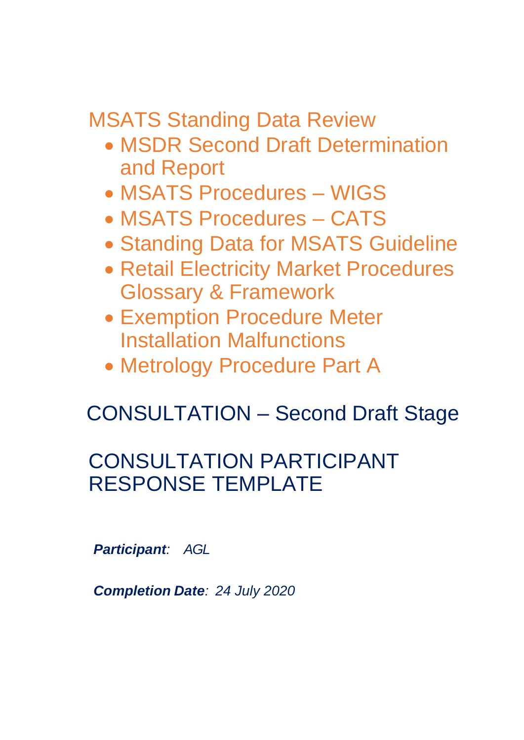# MSATS Standing Data Review

- MSDR Second Draft Determination and Report
- MSATS Procedures – WIGS
- MSATS Procedures – CATS
- Standing Data for MSATS Guideline
- Retail Electricity Market Procedures Glossary & Framework
- Exemption Procedure Meter Installation Malfunctions
- Metrology Procedure Part A

## CONSULTATION – Second Draft Stage

## CONSULTATION PARTICIPANT RESPONSE TEMPLATE

***Participant****:* *AGL*

***Completion Date****:* *24 July 2020*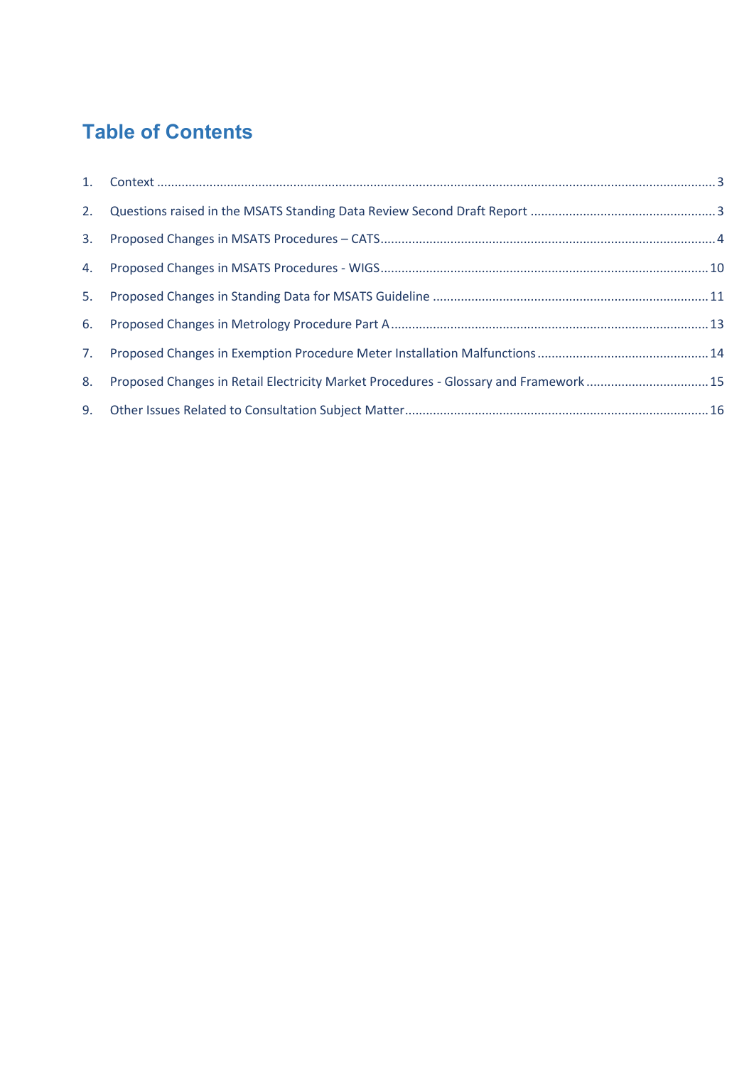# Table of Contents

1. Context ..... 3
2. Questions raised in the MSATS Standing Data Review Second Draft Report ..... 3
3. Proposed Changes in MSATS Procedures – CATS ..... 4
4. Proposed Changes in MSATS Procedures - WIGS ..... 10
5. Proposed Changes in Standing Data for MSATS Guideline ..... 11
6. Proposed Changes in Metrology Procedure Part A ..... 13
7. Proposed Changes in Exemption Procedure Meter Installation Malfunctions ..... 14
8. Proposed Changes in Retail Electricity Market Procedures - Glossary and Framework ..... 15
9. Other Issues Related to Consultation Subject Matter ..... 16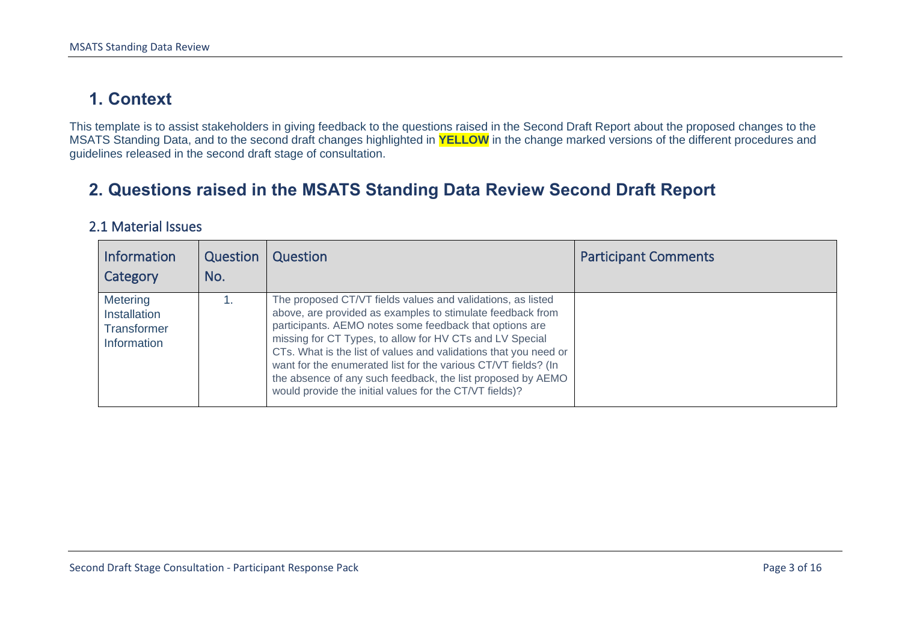# 1. Context

This template is to assist stakeholders in giving feedback to the questions raised in the Second Draft Report about the proposed changes to the MSATS Standing Data, and to the second draft changes highlighted in **YELLOW** in the change marked versions of the different procedures and guidelines released in the second draft stage of consultation.

# 2. Questions raised in the MSATS Standing Data Review Second Draft Report

## 2.1 Material Issues

| Information Category | Question No. | Question | Participant Comments |
|---|---|---|---|
| Metering Installation Transformer Information | 1. | The proposed CT/VT fields values and validations, as listed above, are provided as examples to stimulate feedback from participants. AEMO notes some feedback that options are missing for CT Types, to allow for HV CTs and LV Special CTs. What is the list of values and validations that you need or want for the enumerated list for the various CT/VT fields? (In the absence of any such feedback, the list proposed by AEMO would provide the initial values for the CT/VT fields)? | |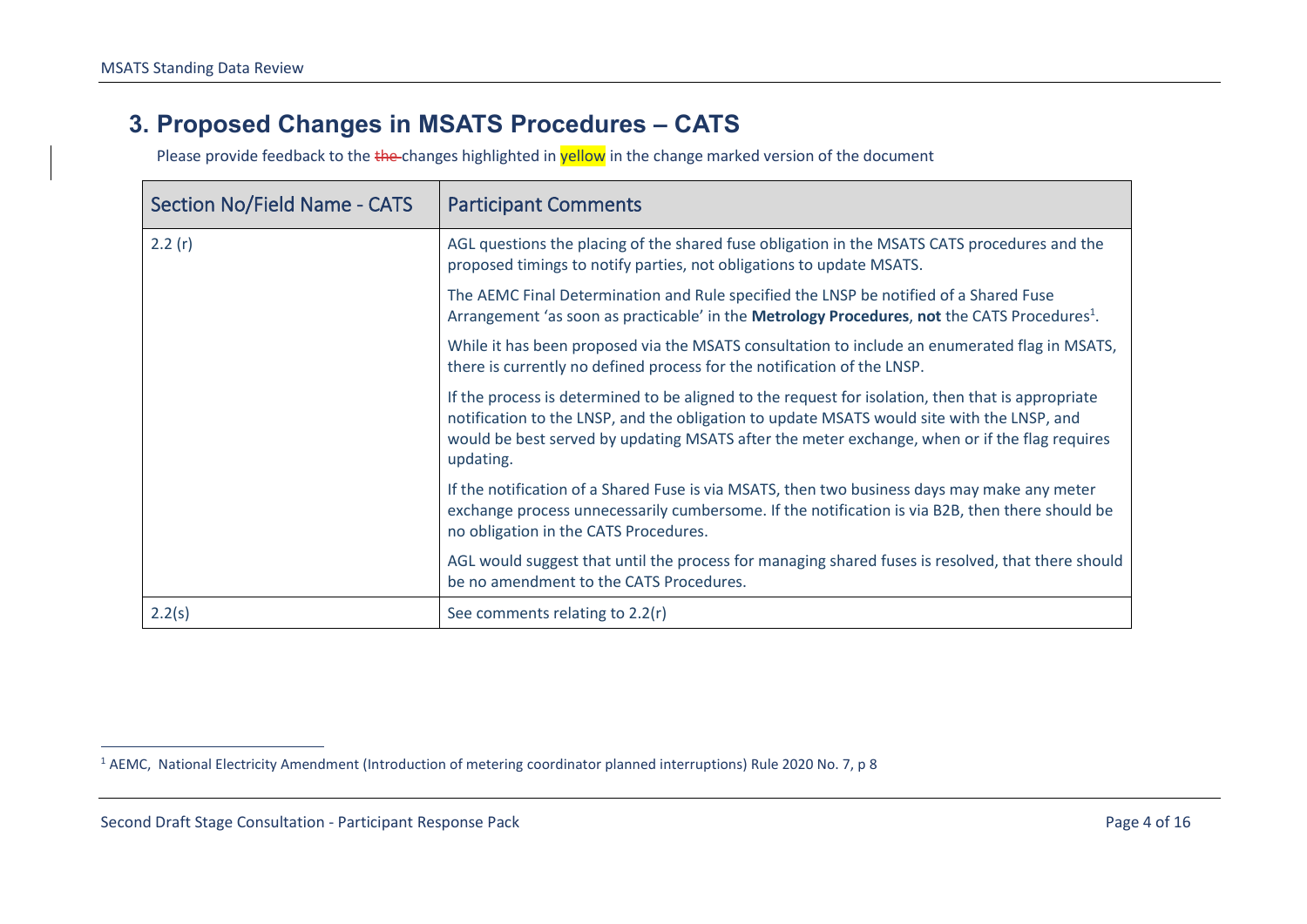## 3. Proposed Changes in MSATS Procedures – CATS

Please provide feedback to the ~~the~~ changes highlighted in yellow in the change marked version of the document

| Section No/Field Name - CATS | Participant Comments |
|---|---|
| 2.2 (r) | AGL questions the placing of the shared fuse obligation in the MSATS CATS procedures and the proposed timings to notify parties, not obligations to update MSATS.<br><br>The AEMC Final Determination and Rule specified the LNSP be notified of a Shared Fuse Arrangement 'as soon as practicable' in the **Metrology Procedures**, **not** the CATS Procedures[1].<br><br>While it has been proposed via the MSATS consultation to include an enumerated flag in MSATS, there is currently no defined process for the notification of the LNSP.<br><br>If the process is determined to be aligned to the request for isolation, then that is appropriate notification to the LNSP, and the obligation to update MSATS would site with the LNSP, and would be best served by updating MSATS after the meter exchange, when or if the flag requires updating.<br><br>If the notification of a Shared Fuse is via MSATS, then two business days may make any meter exchange process unnecessarily cumbersome. If the notification is via B2B, then there should be no obligation in the CATS Procedures.<br><br>AGL would suggest that until the process for managing shared fuses is resolved, that there should be no amendment to the CATS Procedures. |
| 2.2(s) | See comments relating to 2.2(r) |

[1] AEMC, National Electricity Amendment (Introduction of metering coordinator planned interruptions) Rule 2020 No. 7, p 8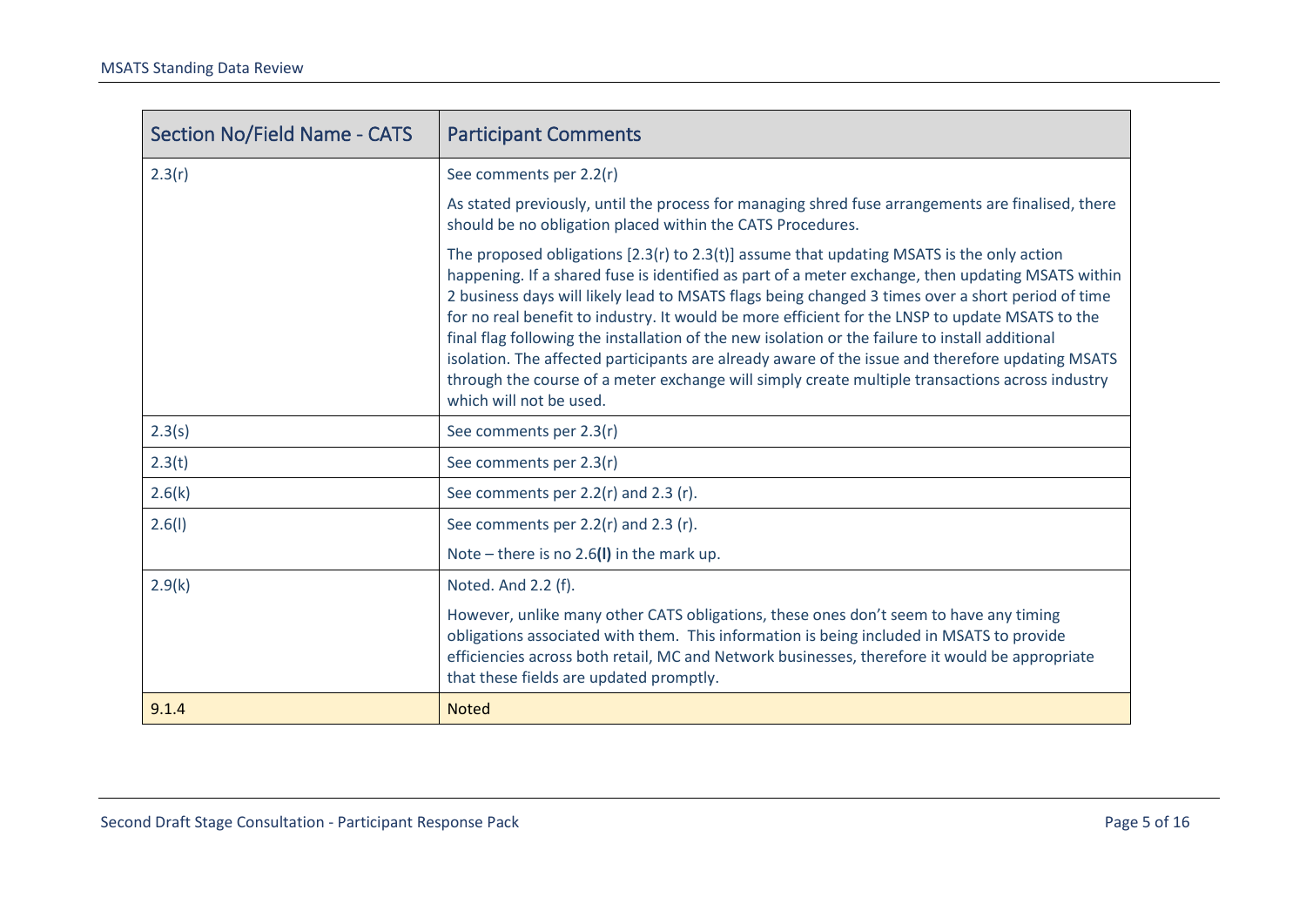| Section No/Field Name - CATS | Participant Comments |
|---|---|
| 2.3(r) | See comments per 2.2(r)<br><br>As stated previously, until the process for managing shred fuse arrangements are finalised, there should be no obligation placed within the CATS Procedures.<br><br>The proposed obligations [2.3(r) to 2.3(t)] assume that updating MSATS is the only action happening. If a shared fuse is identified as part of a meter exchange, then updating MSATS within 2 business days will likely lead to MSATS flags being changed 3 times over a short period of time for no real benefit to industry. It would be more efficient for the LNSP to update MSATS to the final flag following the installation of the new isolation or the failure to install additional isolation. The affected participants are already aware of the issue and therefore updating MSATS through the course of a meter exchange will simply create multiple transactions across industry which will not be used. |
| 2.3(s) | See comments per 2.3(r) |
| 2.3(t) | See comments per 2.3(r) |
| 2.6(k) | See comments per 2.2(r) and 2.3 (r). |
| 2.6(l) | See comments per 2.2(r) and 2.3 (r).<br><br>Note – there is no 2.6**(l)** in the mark up. |
| 2.9(k) | Noted. And 2.2 (f).<br><br>However, unlike many other CATS obligations, these ones don't seem to have any timing obligations associated with them. This information is being included in MSATS to provide efficiencies across both retail, MC and Network businesses, therefore it would be appropriate that these fields are updated promptly. |
| 9.1.4 | Noted |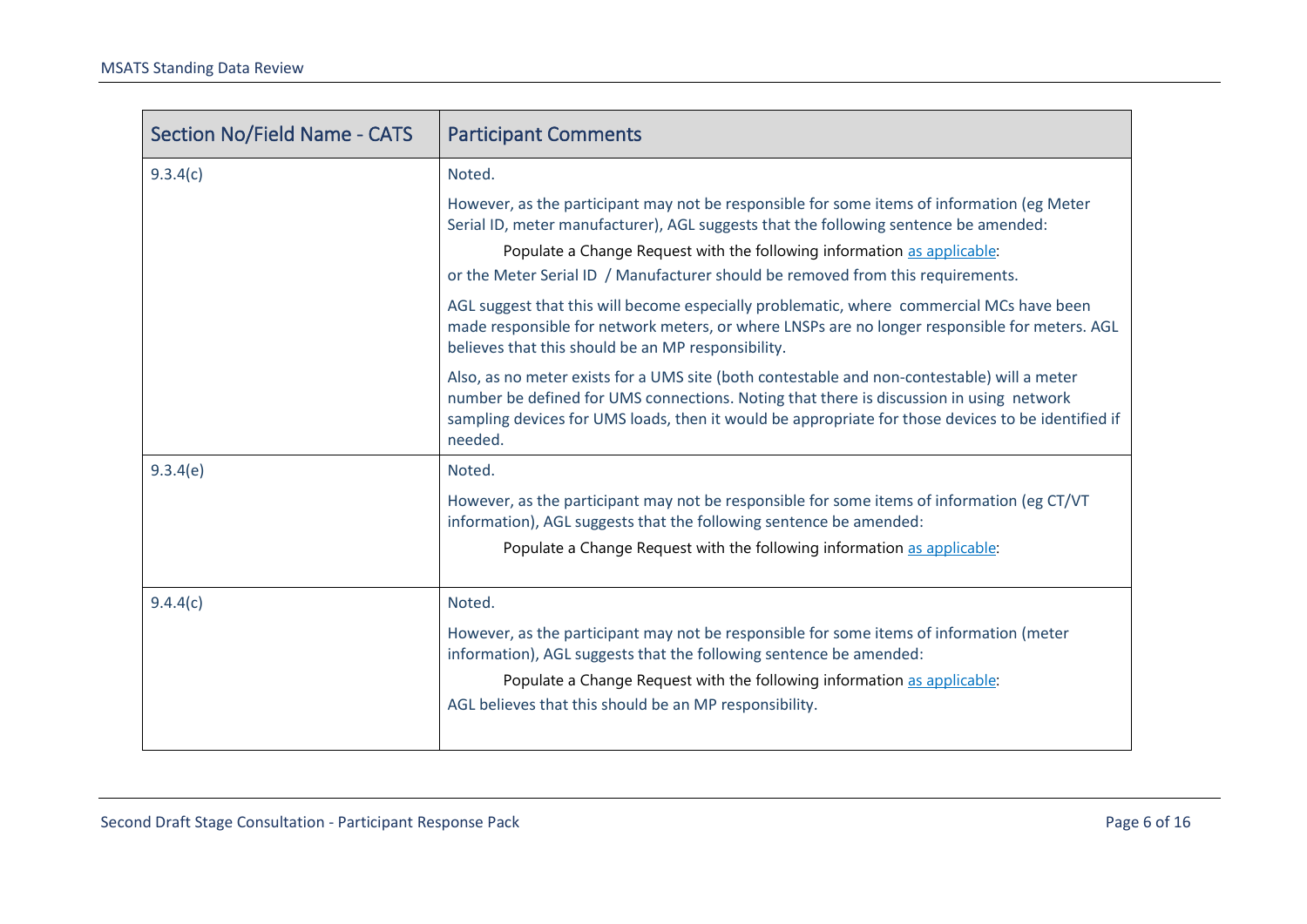| Section No/Field Name - CATS | Participant Comments |
|---|---|
| 9.3.4(c) | Noted.<br><br>However, as the participant may not be responsible for some items of information (eg Meter Serial ID, meter manufacturer), AGL suggests that the following sentence be amended:<br><br>Populate a Change Request with the following information as applicable:<br><br>or the Meter Serial ID / Manufacturer should be removed from this requirements.<br><br>AGL suggest that this will become especially problematic, where commercial MCs have been made responsible for network meters, or where LNSPs are no longer responsible for meters. AGL believes that this should be an MP responsibility.<br><br>Also, as no meter exists for a UMS site (both contestable and non-contestable) will a meter number be defined for UMS connections. Noting that there is discussion in using network sampling devices for UMS loads, then it would be appropriate for those devices to be identified if needed. |
| 9.3.4(e) | Noted.<br><br>However, as the participant may not be responsible for some items of information (eg CT/VT information), AGL suggests that the following sentence be amended:<br><br>Populate a Change Request with the following information as applicable: |
| 9.4.4(c) | Noted.<br><br>However, as the participant may not be responsible for some items of information (meter information), AGL suggests that the following sentence be amended:<br><br>Populate a Change Request with the following information as applicable:<br><br>AGL believes that this should be an MP responsibility. |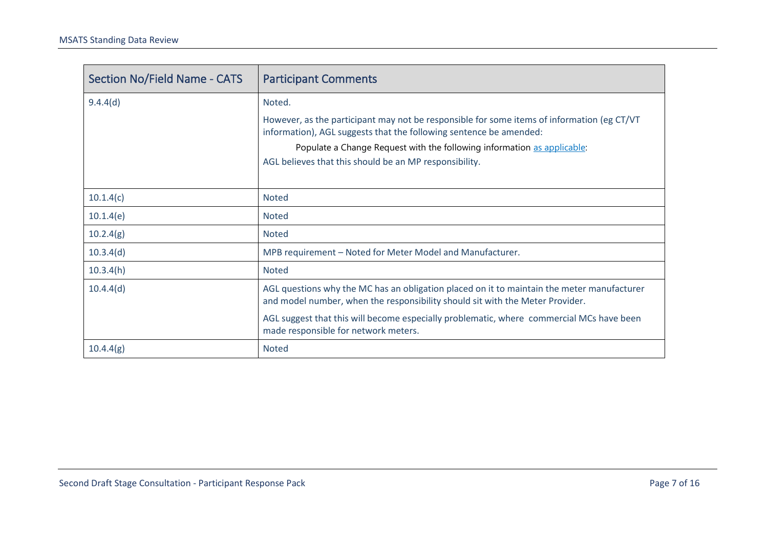| Section No/Field Name - CATS | Participant Comments |
| --- | --- |
| 9.4.4(d) | Noted.<br><br>However, as the participant may not be responsible for some items of information (eg CT/VT information), AGL suggests that the following sentence be amended:<br><br>Populate a Change Request with the following information as applicable:<br><br>AGL believes that this should be an MP responsibility. |
| 10.1.4(c) | Noted |
| 10.1.4(e) | Noted |
| 10.2.4(g) | Noted |
| 10.3.4(d) | MPB requirement – Noted for Meter Model and Manufacturer. |
| 10.3.4(h) | Noted |
| 10.4.4(d) | AGL questions why the MC has an obligation placed on it to maintain the meter manufacturer and model number, when the responsibility should sit with the Meter Provider.<br><br>AGL suggest that this will become especially problematic, where commercial MCs have been made responsible for network meters. |
| 10.4.4(g) | Noted |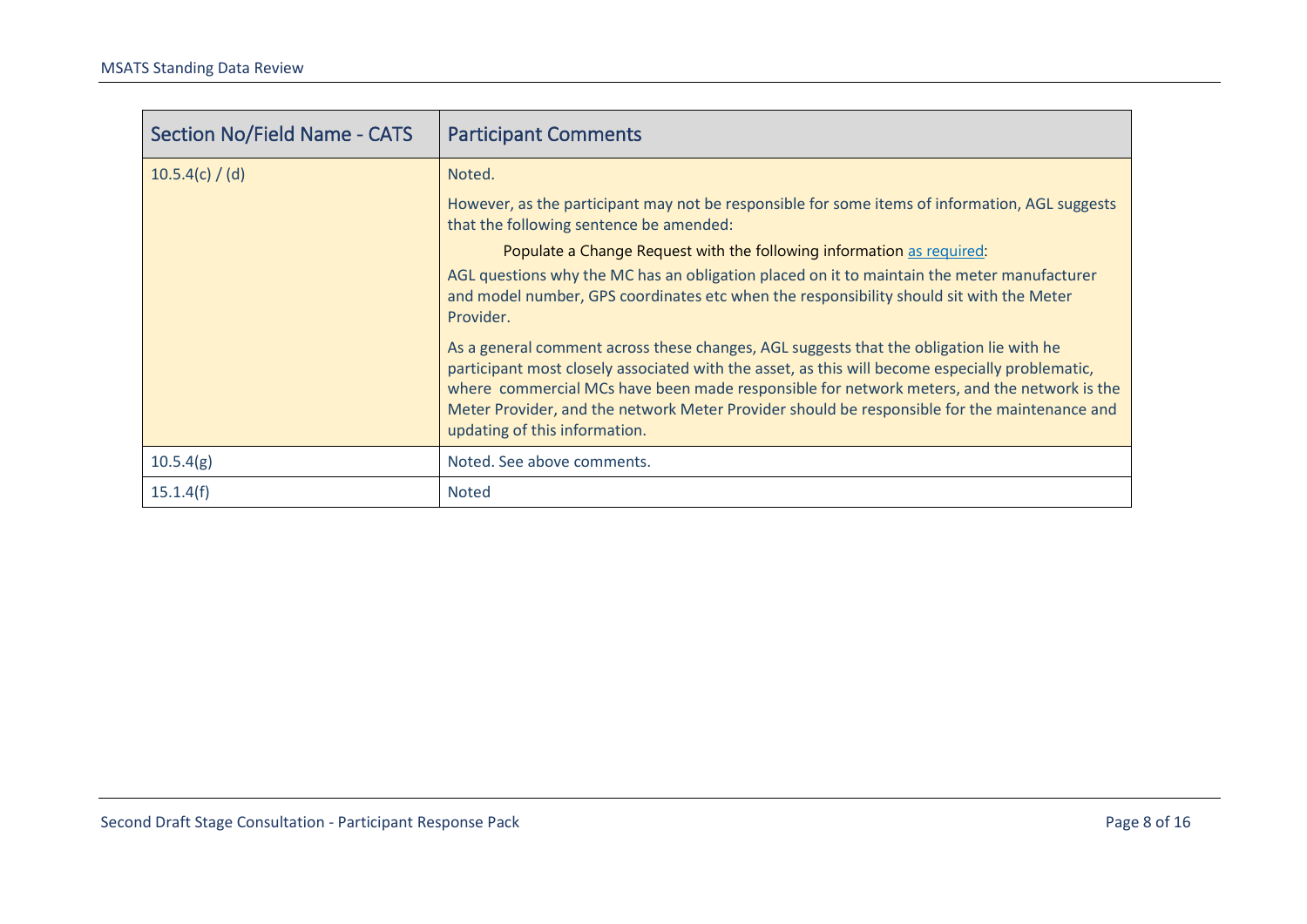| Section No/Field Name - CATS | Participant Comments |
| --- | --- |
| 10.5.4(c) / (d) | Noted.<br><br>However, as the participant may not be responsible for some items of information, AGL suggests that the following sentence be amended:<br><br>Populate a Change Request with the following information as required:<br><br>AGL questions why the MC has an obligation placed on it to maintain the meter manufacturer and model number, GPS coordinates etc when the responsibility should sit with the Meter Provider.<br><br>As a general comment across these changes, AGL suggests that the obligation lie with he participant most closely associated with the asset, as this will become especially problematic, where commercial MCs have been made responsible for network meters, and the network is the Meter Provider, and the network Meter Provider should be responsible for the maintenance and updating of this information. |
| 10.5.4(g) | Noted. See above comments. |
| 15.1.4(f) | Noted |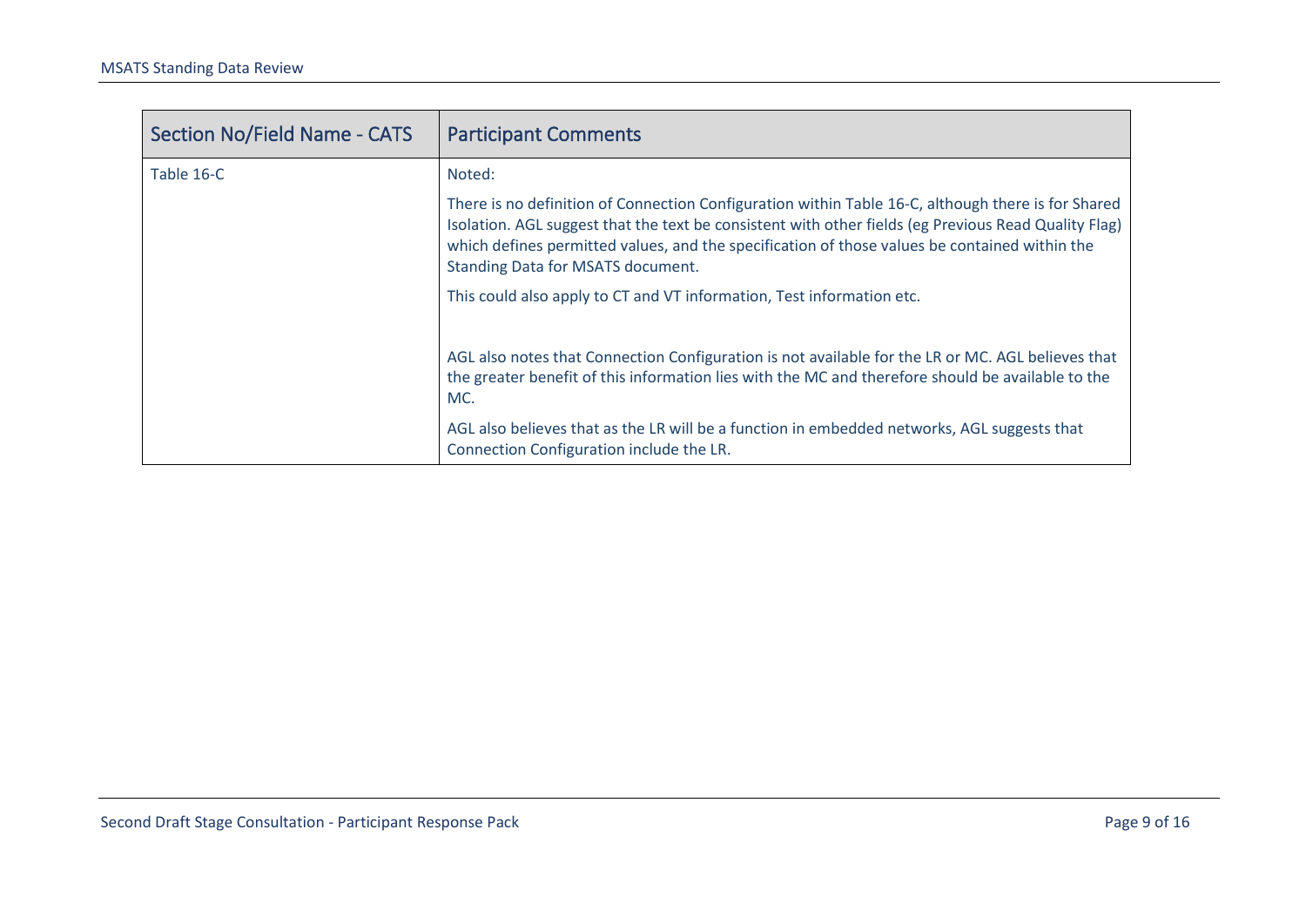| Section No/Field Name - CATS | Participant Comments |
|---|---|
| Table 16-C | Noted:<br><br>There is no definition of Connection Configuration within Table 16-C, although there is for Shared Isolation. AGL suggest that the text be consistent with other fields (eg Previous Read Quality Flag) which defines permitted values, and the specification of those values be contained within the Standing Data for MSATS document.<br><br>This could also apply to CT and VT information, Test information etc.<br><br>AGL also notes that Connection Configuration is not available for the LR or MC. AGL believes that the greater benefit of this information lies with the MC and therefore should be available to the MC.<br><br>AGL also believes that as the LR will be a function in embedded networks, AGL suggests that Connection Configuration include the LR. |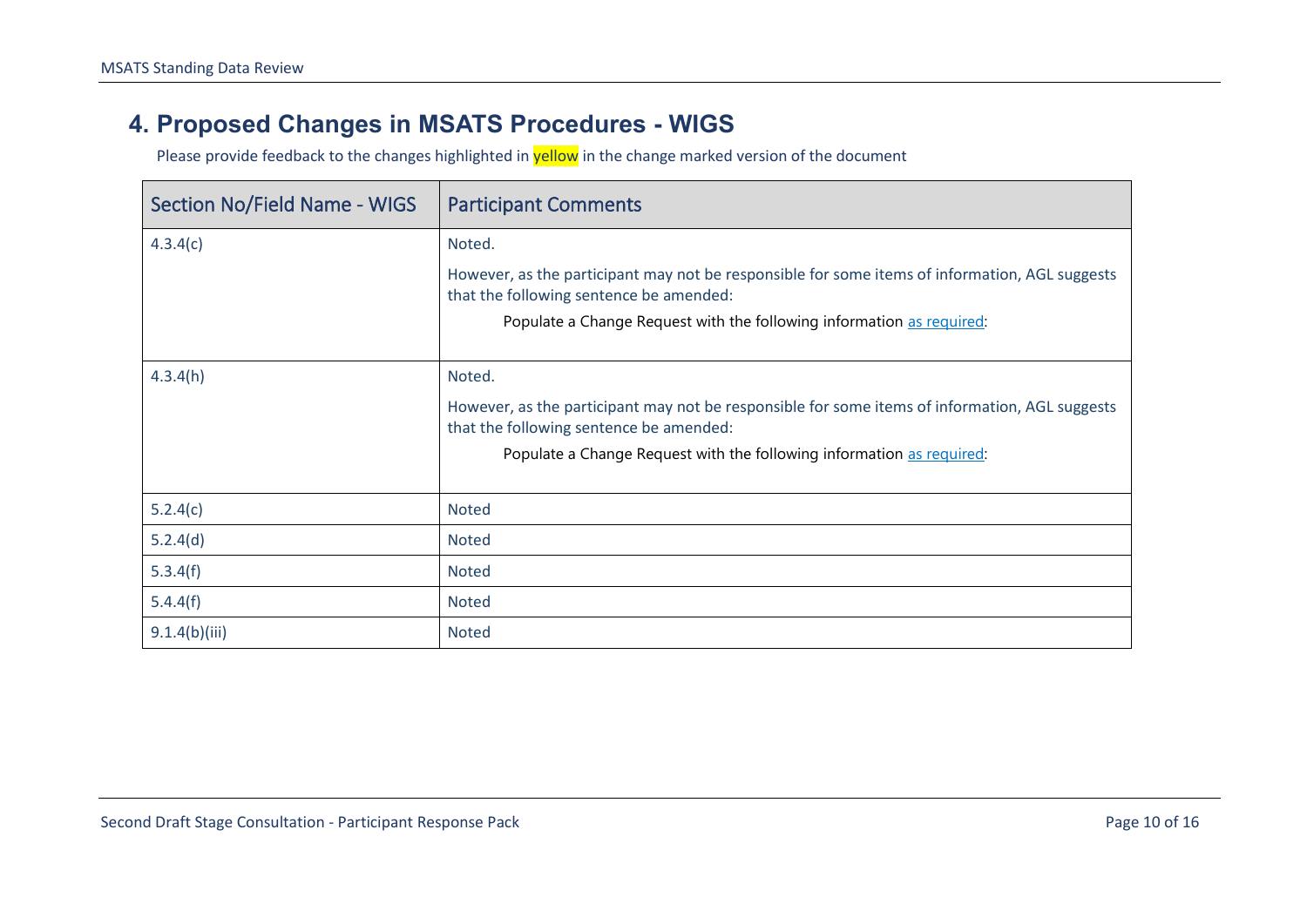# 4. Proposed Changes in MSATS Procedures - WIGS

Please provide feedback to the changes highlighted in yellow in the change marked version of the document

| Section No/Field Name - WIGS | Participant Comments |
| --- | --- |
| 4.3.4(c) | Noted.<br><br>However, as the participant may not be responsible for some items of information, AGL suggests that the following sentence be amended:<br><br>Populate a Change Request with the following information as required: |
| 4.3.4(h) | Noted.<br><br>However, as the participant may not be responsible for some items of information, AGL suggests that the following sentence be amended:<br><br>Populate a Change Request with the following information as required: |
| 5.2.4(c) | Noted |
| 5.2.4(d) | Noted |
| 5.3.4(f) | Noted |
| 5.4.4(f) | Noted |
| 9.1.4(b)(iii) | Noted |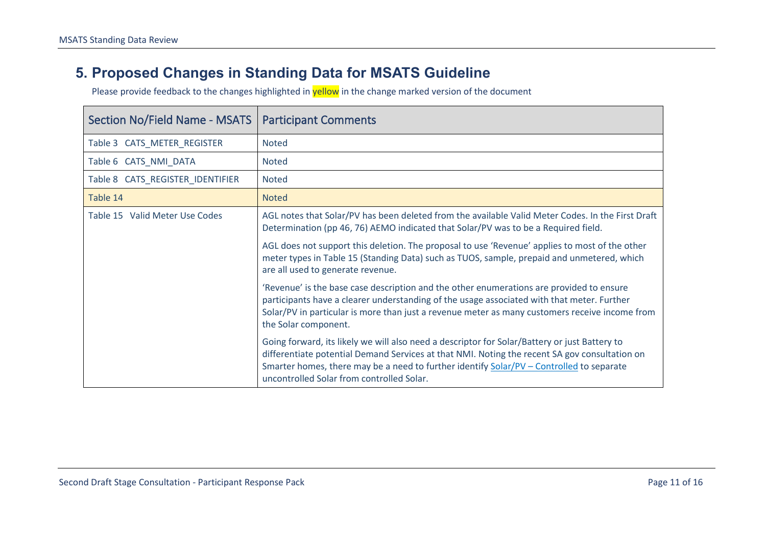## 5. Proposed Changes in Standing Data for MSATS Guideline

Please provide feedback to the changes highlighted in yellow in the change marked version of the document

| Section No/Field Name - MSATS | Participant Comments |
|---|---|
| Table 3 CATS_METER_REGISTER | Noted |
| Table 6 CATS_NMI_DATA | Noted |
| Table 8 CATS_REGISTER_IDENTIFIER | Noted |
| Table 14 | Noted |
| Table 15 Valid Meter Use Codes | AGL notes that Solar/PV has been deleted from the available Valid Meter Codes. In the First Draft Determination (pp 46, 76) AEMO indicated that Solar/PV was to be a Required field.<br><br>AGL does not support this deletion. The proposal to use 'Revenue' applies to most of the other meter types in Table 15 (Standing Data) such as TUOS, sample, prepaid and unmetered, which are all used to generate revenue.<br><br>'Revenue' is the base case description and the other enumerations are provided to ensure participants have a clearer understanding of the usage associated with that meter. Further Solar/PV in particular is more than just a revenue meter as many customers receive income from the Solar component.<br><br>Going forward, its likely we will also need a descriptor for Solar/Battery or just Battery to differentiate potential Demand Services at that NMI. Noting the recent SA gov consultation on Smarter homes, there may be a need to further identify Solar/PV – Controlled to separate uncontrolled Solar from controlled Solar. |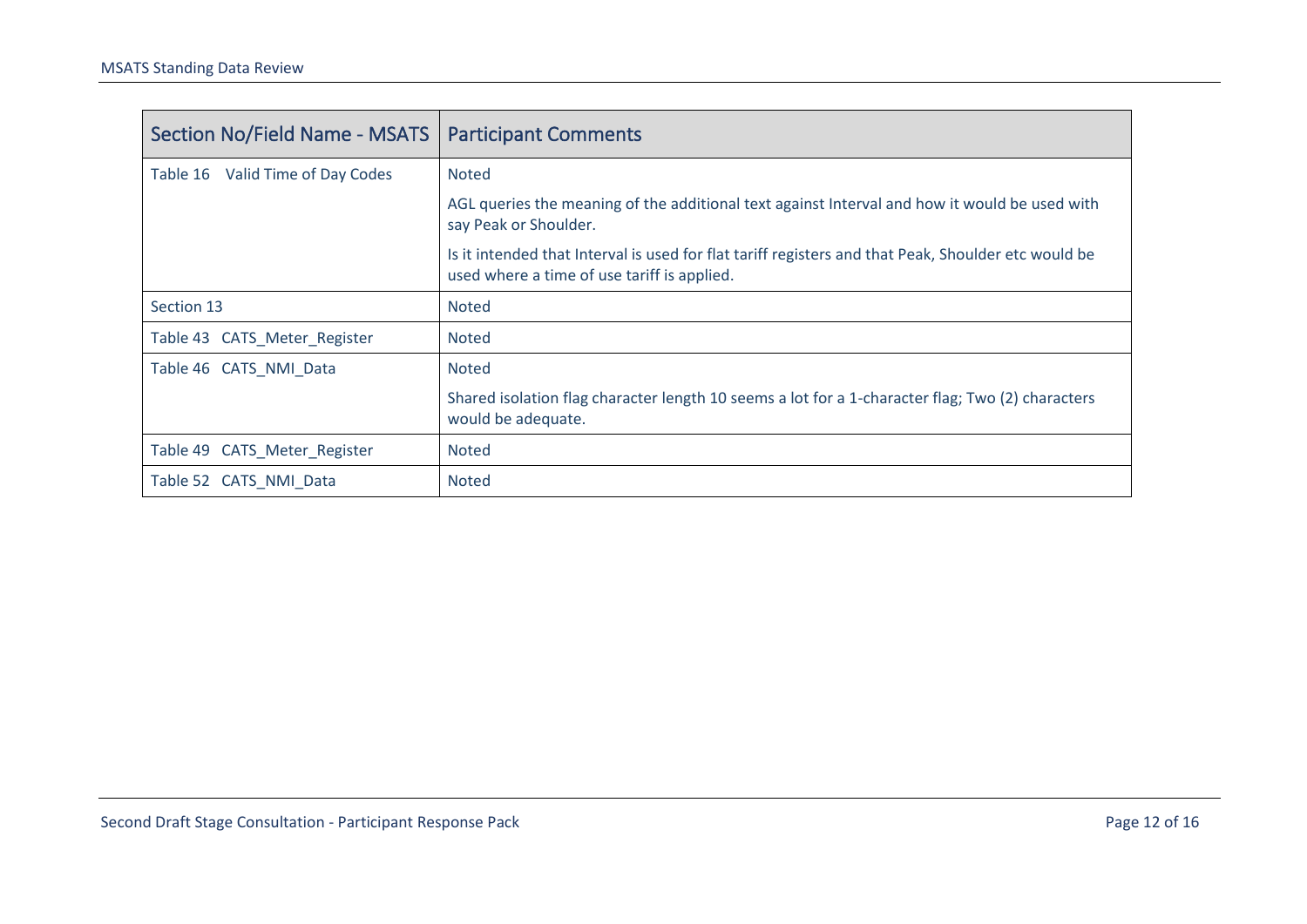| Section No/Field Name - MSATS | Participant Comments |
|---|---|
| Table 16 Valid Time of Day Codes | Noted<br><br>AGL queries the meaning of the additional text against Interval and how it would be used with say Peak or Shoulder.<br><br>Is it intended that Interval is used for flat tariff registers and that Peak, Shoulder etc would be used where a time of use tariff is applied. |
| Section 13 | Noted |
| Table 43 CATS_Meter_Register | Noted |
| Table 46 CATS_NMI_Data | Noted<br><br>Shared isolation flag character length 10 seems a lot for a 1-character flag; Two (2) characters would be adequate. |
| Table 49 CATS_Meter_Register | Noted |
| Table 52 CATS_NMI_Data | Noted |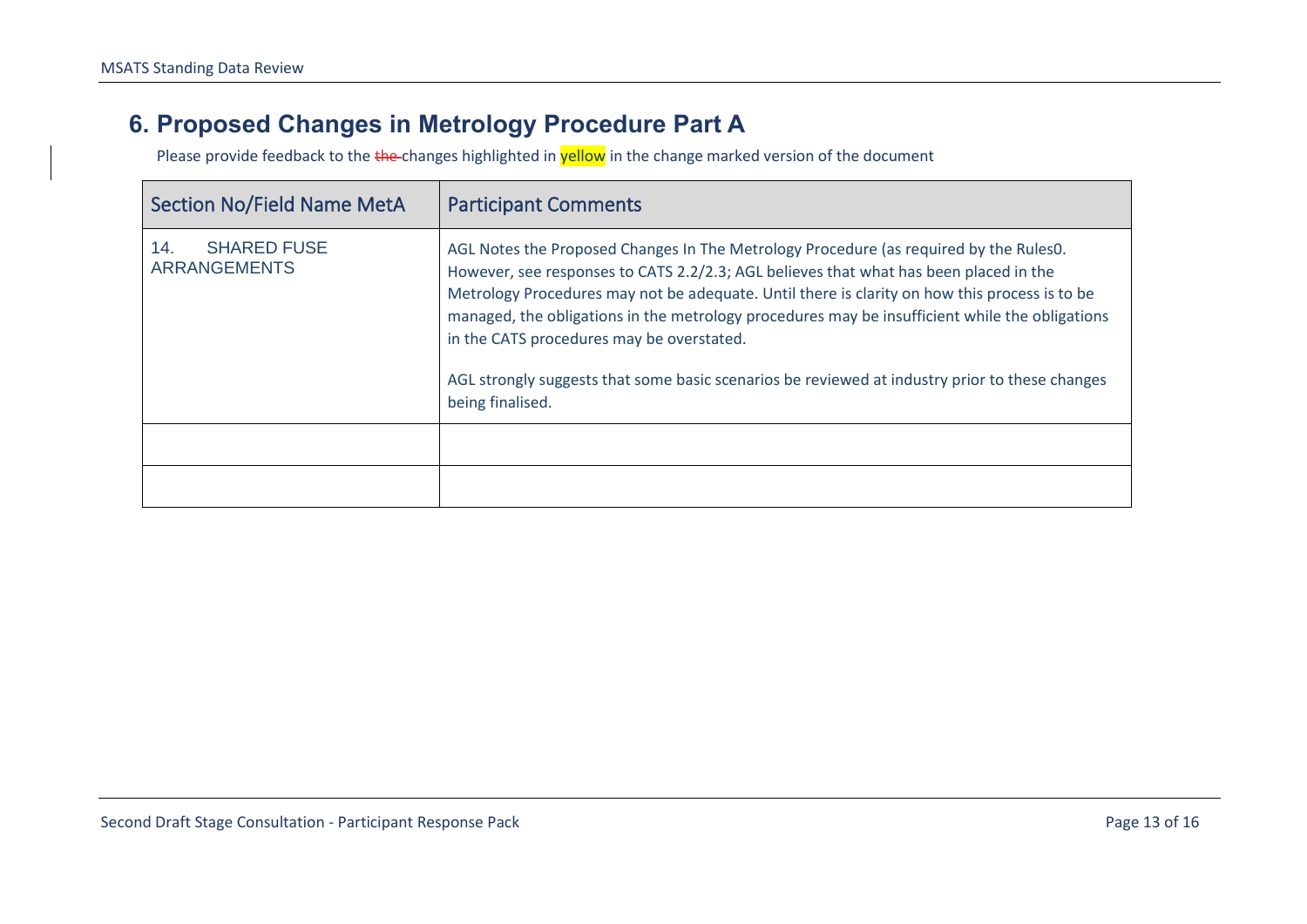## 6. Proposed Changes in Metrology Procedure Part A

Please provide feedback to the ~~the~~ changes highlighted in yellow in the change marked version of the document

| Section No/Field Name MetA | Participant Comments |
|---|---|
| 14. SHARED FUSE ARRANGEMENTS | AGL Notes the Proposed Changes In The Metrology Procedure (as required by the Rules0. However, see responses to CATS 2.2/2.3; AGL believes that what has been placed in the Metrology Procedures may not be adequate. Until there is clarity on how this process is to be managed, the obligations in the metrology procedures may be insufficient while the obligations in the CATS procedures may be overstated.<br><br>AGL strongly suggests that some basic scenarios be reviewed at industry prior to these changes being finalised. |
| | |
| | |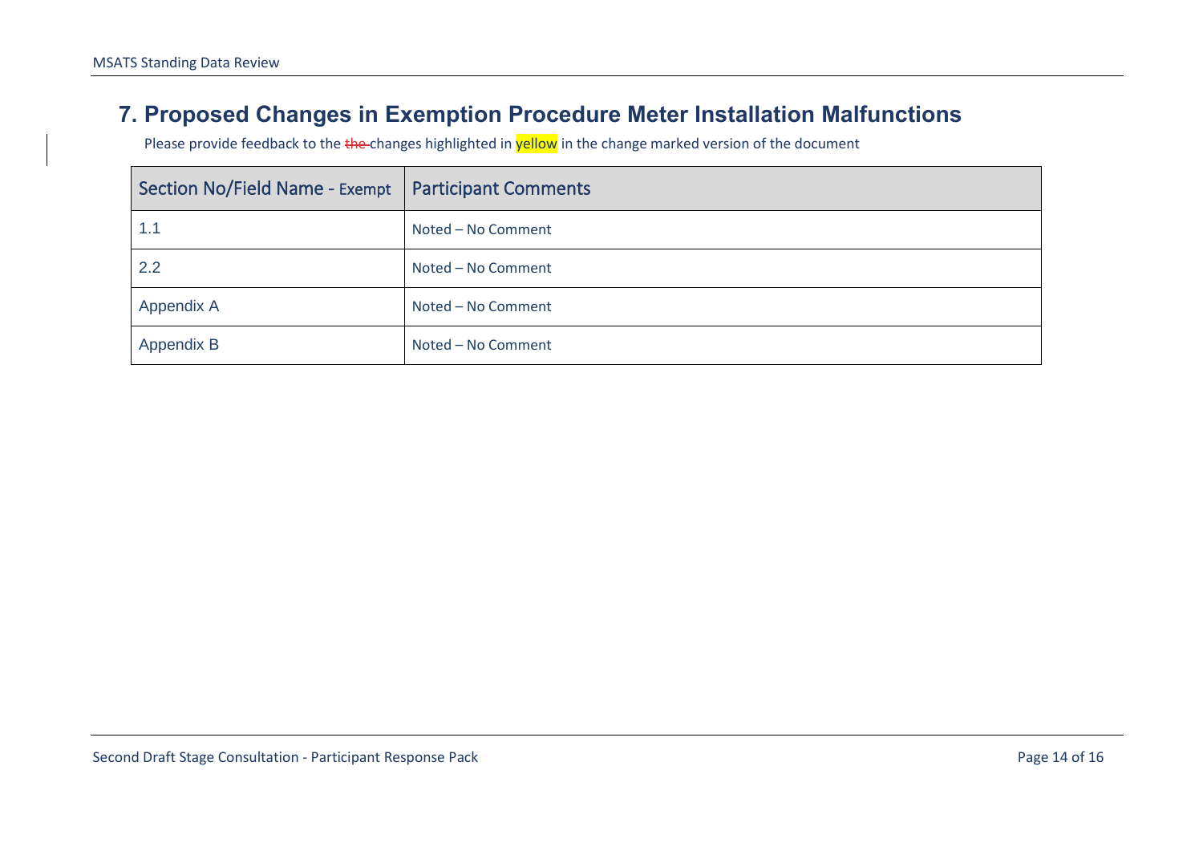## 7. Proposed Changes in Exemption Procedure Meter Installation Malfunctions

Please provide feedback to the ~~the~~ changes highlighted in yellow in the change marked version of the document

| Section No/Field Name - Exempt | Participant Comments |
|---|---|
| 1.1 | Noted – No Comment |
| 2.2 | Noted – No Comment |
| Appendix A | Noted – No Comment |
| Appendix B | Noted – No Comment |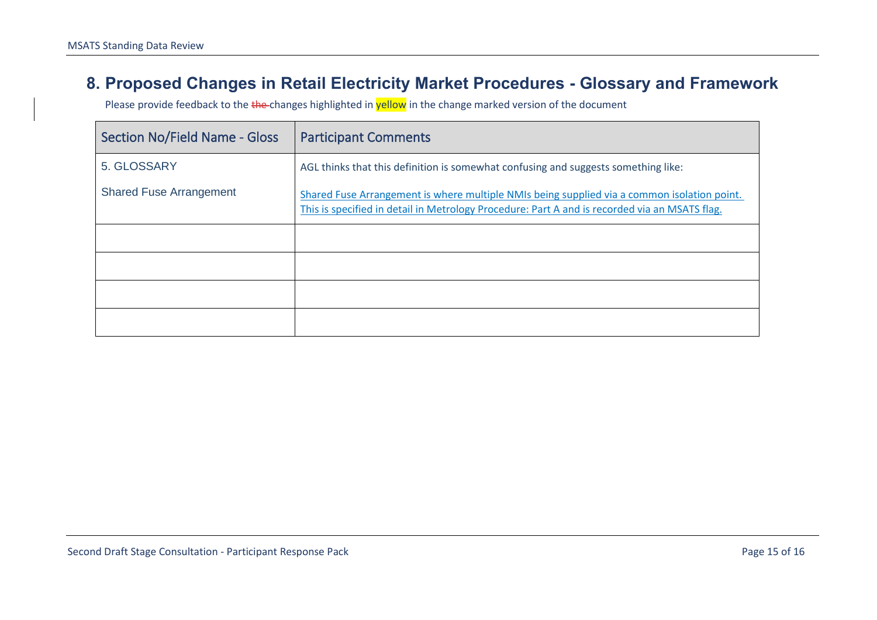## 8. Proposed Changes in Retail Electricity Market Procedures - Glossary and Framework

Please provide feedback to the ~~the~~ changes highlighted in yellow in the change marked version of the document

| Section No/Field Name - Gloss | Participant Comments |
|---|---|
| 5. GLOSSARY<br><br>Shared Fuse Arrangement | AGL thinks that this definition is somewhat confusing and suggests something like:<br><br>Shared Fuse Arrangement is where multiple NMIs being supplied via a common isolation point. This is specified in detail in Metrology Procedure: Part A and is recorded via an MSATS flag. |
| | |
| | |
| | |
| | |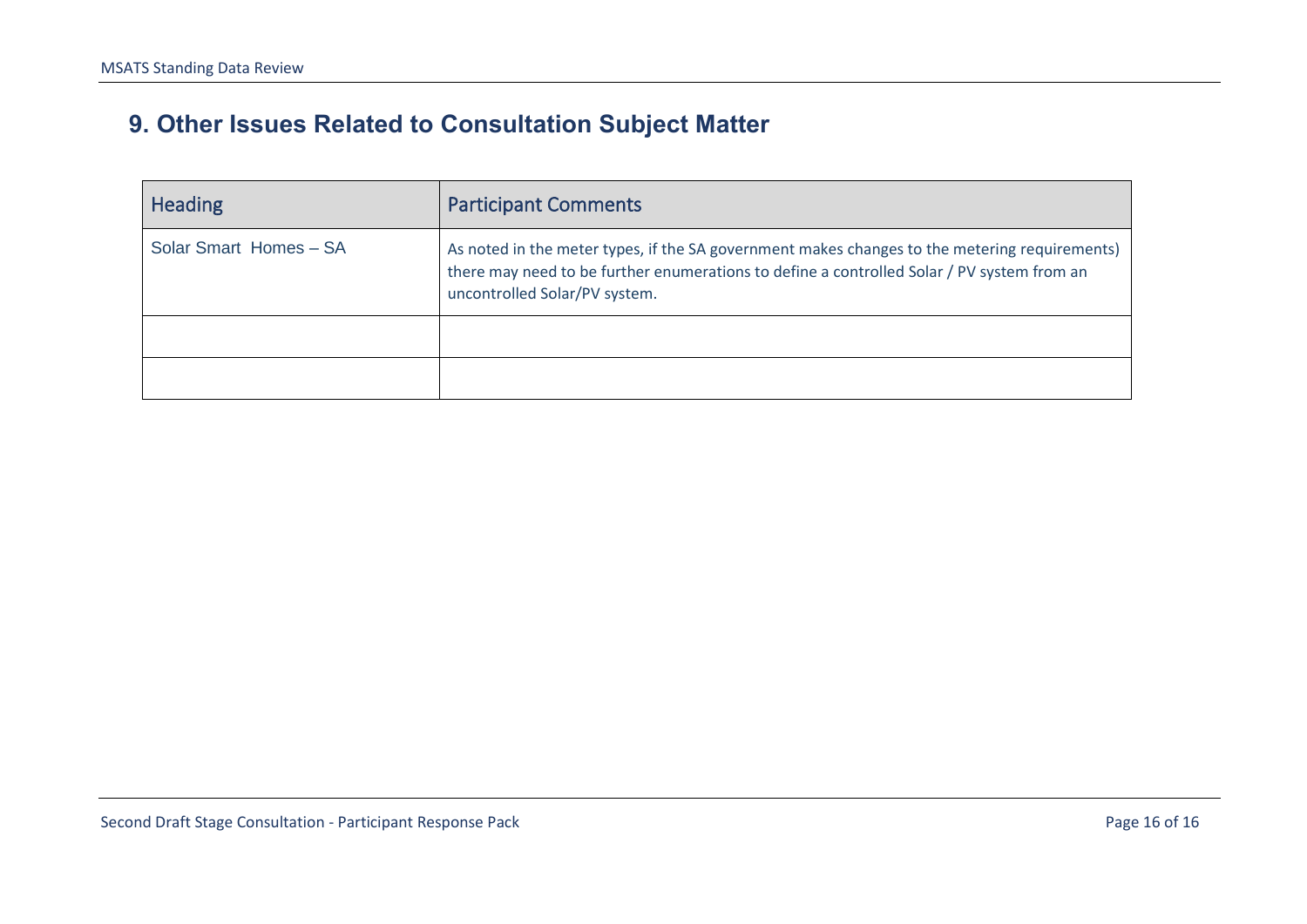## 9. Other Issues Related to Consultation Subject Matter

| Heading | Participant Comments |
|---|---|
| Solar Smart Homes – SA | As noted in the meter types, if the SA government makes changes to the metering requirements) there may need to be further enumerations to define a controlled Solar / PV system from an uncontrolled Solar/PV system. |
| | |
| | |